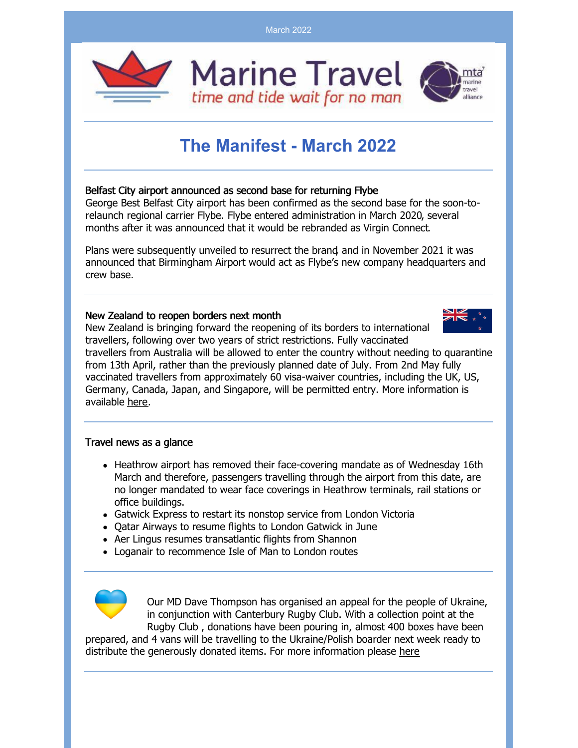March 2022

Marine Travel
*time and tide wait for no man*

# The Manifest - March 2022

**Belfast City airport announced as second base for returning Flybe**

George Best Belfast City airport has been confirmed as the second base for the soon-to-relaunch regional carrier Flybe. Flybe entered administration in March 2020, several months after it was announced that it would be rebranded as Virgin Connect.

Plans were subsequently unveiled to resurrect the brand, and in November 2021 it was announced that Birmingham Airport would act as Flybe's new company headquarters and crew base.

**New Zealand to reopen borders next month**

New Zealand is bringing forward the reopening of its borders to international travellers, following over two years of strict restrictions. Fully vaccinated travellers from Australia will be allowed to enter the country without needing to quarantine from 13th April, rather than the previously planned date of July. From 2nd May fully vaccinated travellers from approximately 60 visa-waiver countries, including the UK, US, Germany, Canada, Japan, and Singapore, will be permitted entry. More information is available here.

**Travel news as a glance**

- Heathrow airport has removed their face-covering mandate as of Wednesday 16th March and therefore, passengers travelling through the airport from this date, are no longer mandated to wear face coverings in Heathrow terminals, rail stations or office buildings.
- Gatwick Express to restart its nonstop service from London Victoria
- Qatar Airways to resume flights to London Gatwick in June
- Aer Lingus resumes transatlantic flights from Shannon
- Loganair to recommence Isle of Man to London routes

Our MD Dave Thompson has organised an appeal for the people of Ukraine, in conjunction with Canterbury Rugby Club. With a collection point at the Rugby Club , donations have been pouring in, almost 400 boxes have been prepared, and 4 vans will be travelling to the Ukraine/Polish boarder next week ready to distribute the generously donated items. For more information please here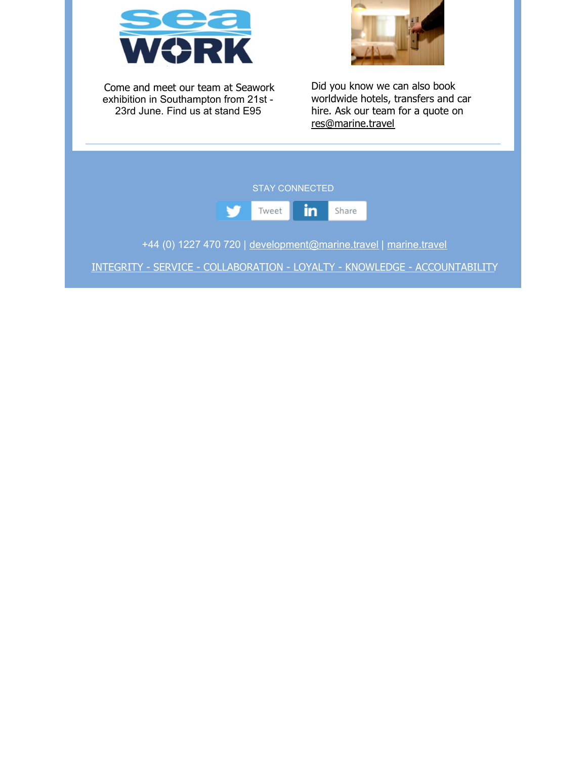Come and meet our team at Seawork exhibition in Southampton from 21st - 23rd June. Find us at stand E95

Did you know we can also book worldwide hotels, transfers and car hire. Ask our team for a quote on res@marine.travel

---

STAY CONNECTED

Tweet Share

+44 (0) 1227 470 720 | development@marine.travel | marine.travel

INTEGRITY - SERVICE - COLLABORATION - LOYALTY - KNOWLEDGE - ACCOUNTABILITY